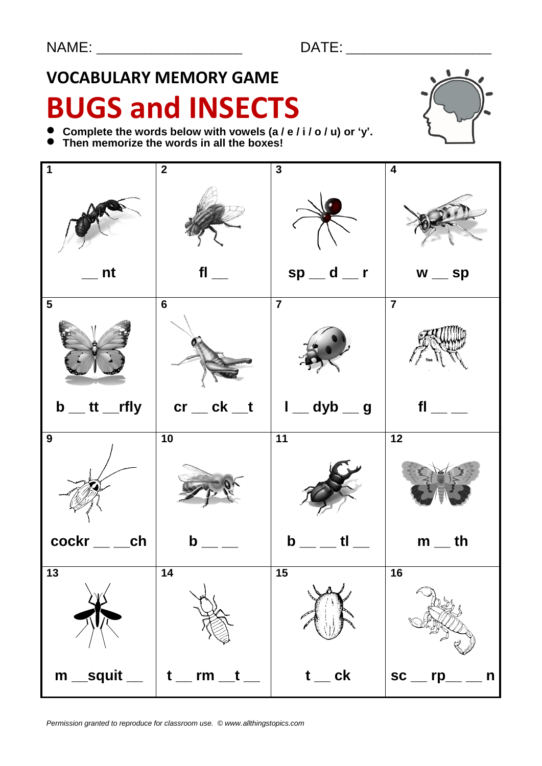NAME: ___________________ DATE: ___________________

## VOCABULARY MEMORY GAME

# BUGS and INSECTS

- **Complete the words below with vowels (a / e / i / o / u) or 'y'.**
- **Then memorize the words in all the boxes!**

| 1 | 2 | 3 | 4 |
|---|---|---|---|
| __ nt | fl __ | sp __ d __ r | w __ sp |
| **5** | **6** | **7** | **7** |
| b __ tt __rfly | cr __ ck __t | l __ dyb __ g | fl __ __ |
| **9** | **10** | **11** | **12** |
| cockr __ __ch | b __ __ | b __ __ tl __ | m __ th |
| **13** | **14** | **15** | **16** |
| m __squit __ | t __ rm __t __ | t __ ck | sc __ rp__ __ n |

*Permission granted to reproduce for classroom use. © www.allthingstopics.com*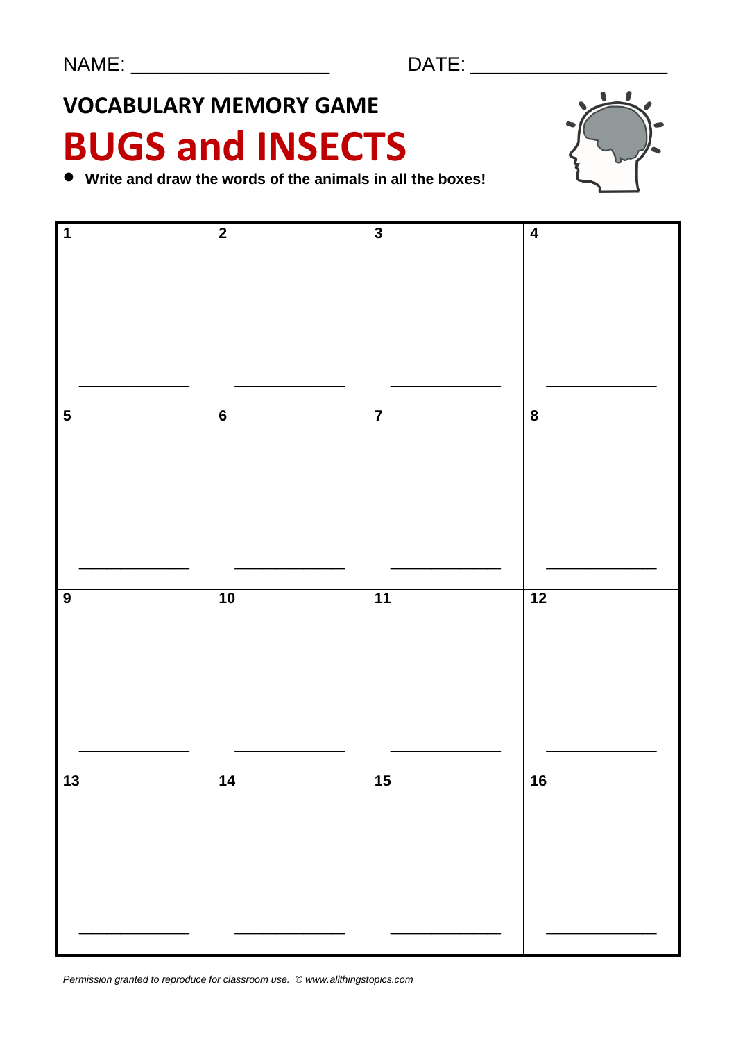NAME: ___________________ DATE: ___________________

## VOCABULARY MEMORY GAME

# BUGS and INSECTS

- **Write and draw the words of the animals in all the boxes!**

| 1 | 2 | 3 | 4 |
|---|---|---|---|
| ____________ | ____________ | ____________ | ____________ |
| **5** | **6** | **7** | **8** |
| ____________ | ____________ | ____________ | ____________ |
| **9** | **10** | **11** | **12** |
| ____________ | ____________ | ____________ | ____________ |
| **13** | **14** | **15** | **16** |
| ____________ | ____________ | ____________ | ____________ |

*Permission granted to reproduce for classroom use. © www.allthingstopics.com*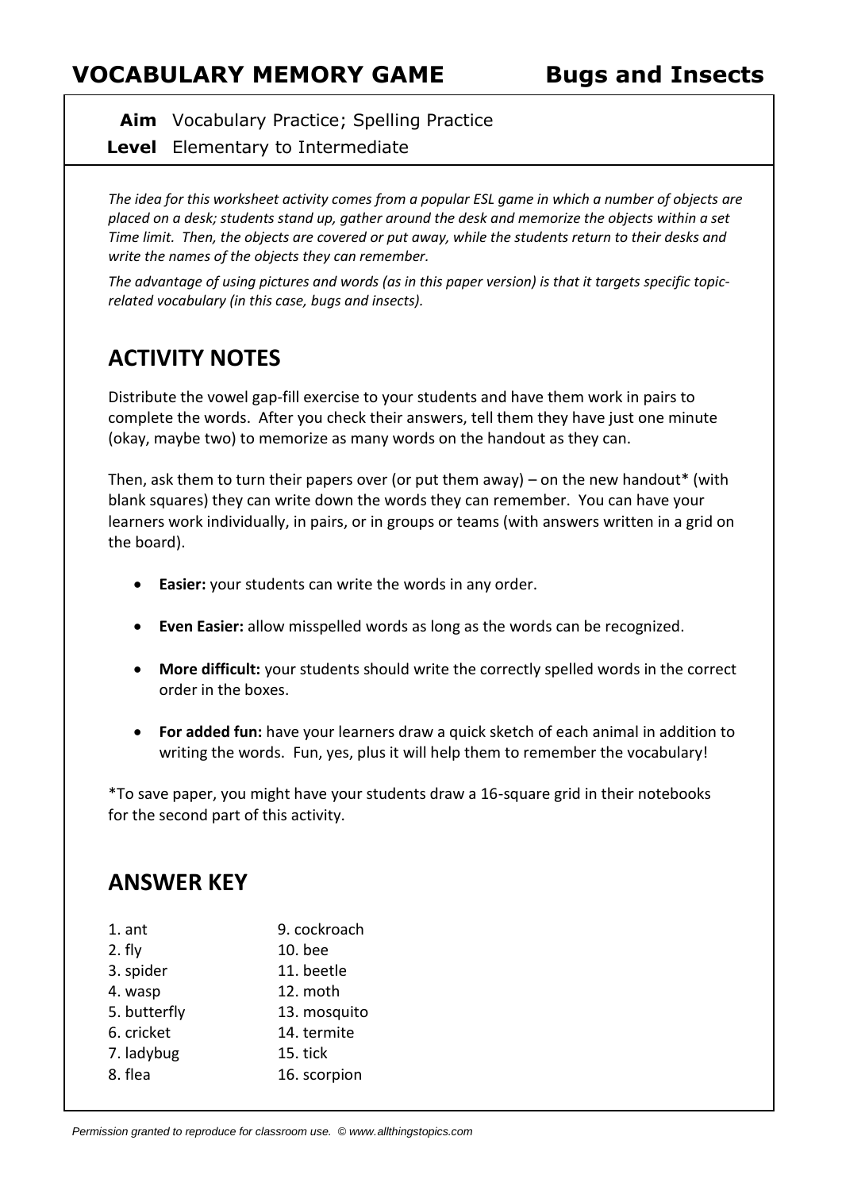# VOCABULARY MEMORY GAME Bugs and Insects

**Aim** Vocabulary Practice; Spelling Practice

**Level** Elementary to Intermediate

*The idea for this worksheet activity comes from a popular ESL game in which a number of objects are placed on a desk; students stand up, gather around the desk and memorize the objects within a set Time limit. Then, the objects are covered or put away, while the students return to their desks and write the names of the objects they can remember.*

*The advantage of using pictures and words (as in this paper version) is that it targets specific topic-related vocabulary (in this case, bugs and insects).*

## ACTIVITY NOTES

Distribute the vowel gap-fill exercise to your students and have them work in pairs to complete the words. After you check their answers, tell them they have just one minute (okay, maybe two) to memorize as many words on the handout as they can.

Then, ask them to turn their papers over (or put them away) – on the new handout* (with blank squares) they can write down the words they can remember. You can have your learners work individually, in pairs, or in groups or teams (with answers written in a grid on the board).

- **Easier:** your students can write the words in any order.
- **Even Easier:** allow misspelled words as long as the words can be recognized.
- **More difficult:** your students should write the correctly spelled words in the correct order in the boxes.
- **For added fun:** have your learners draw a quick sketch of each animal in addition to writing the words. Fun, yes, plus it will help them to remember the vocabulary!

*To save paper, you might have your students draw a 16-square grid in their notebooks for the second part of this activity.

## ANSWER KEY

1. ant
2. fly
3. spider
4. wasp
5. butterfly
6. cricket
7. ladybug
8. flea
9. cockroach
10. bee
11. beetle
12. moth
13. mosquito
14. termite
15. tick
16. scorpion

*Permission granted to reproduce for classroom use. © www.allthingstopics.com*